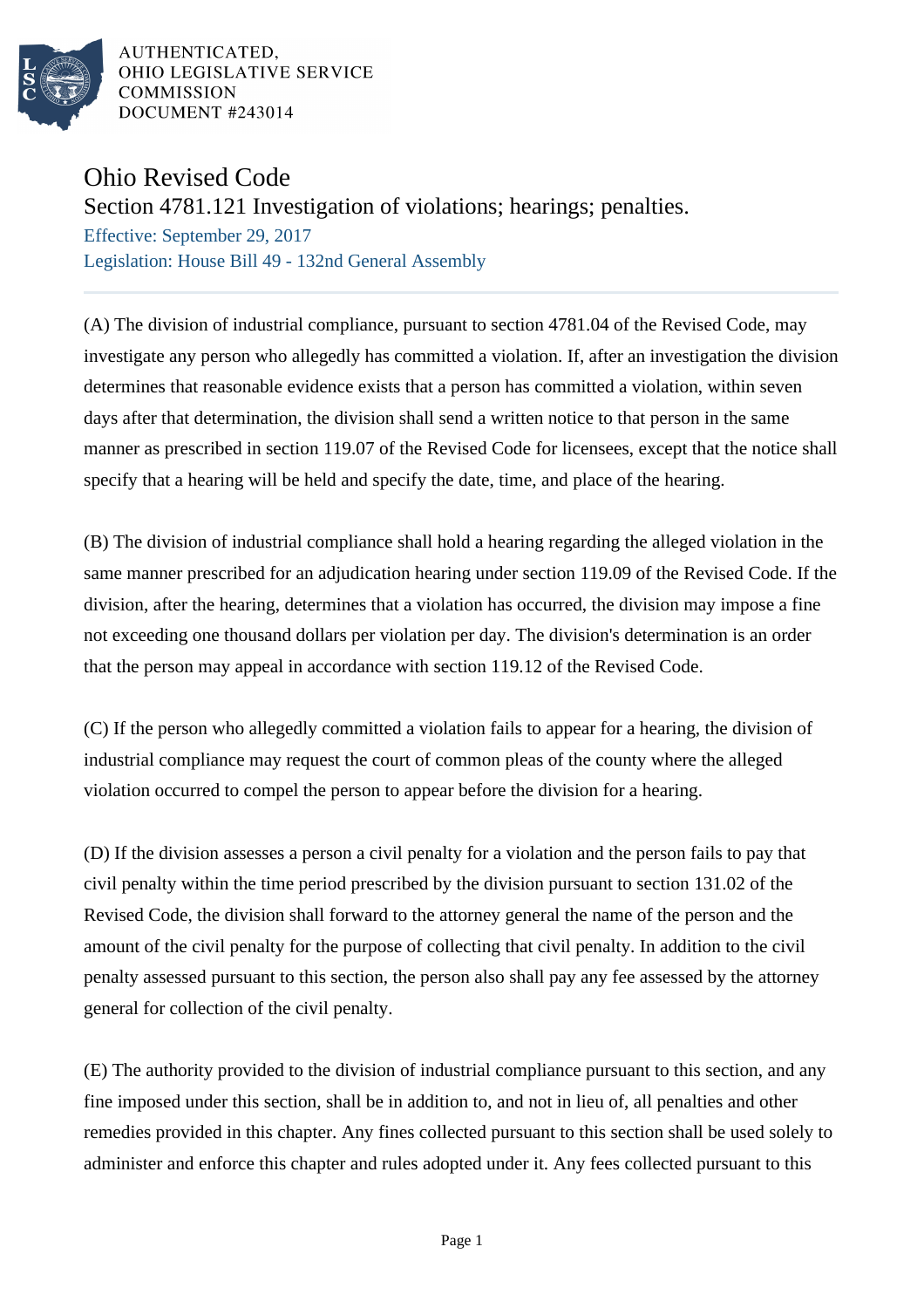AUTHENTICATED,
OHIO LEGISLATIVE SERVICE
COMMISSION
DOCUMENT #243014

# Ohio Revised Code

## Section 4781.121 Investigation of violations; hearings; penalties.

Effective: September 29, 2017

Legislation: House Bill 49 - 132nd General Assembly

(A) The division of industrial compliance, pursuant to section 4781.04 of the Revised Code, may investigate any person who allegedly has committed a violation. If, after an investigation the division determines that reasonable evidence exists that a person has committed a violation, within seven days after that determination, the division shall send a written notice to that person in the same manner as prescribed in section 119.07 of the Revised Code for licensees, except that the notice shall specify that a hearing will be held and specify the date, time, and place of the hearing.

(B) The division of industrial compliance shall hold a hearing regarding the alleged violation in the same manner prescribed for an adjudication hearing under section 119.09 of the Revised Code. If the division, after the hearing, determines that a violation has occurred, the division may impose a fine not exceeding one thousand dollars per violation per day. The division's determination is an order that the person may appeal in accordance with section 119.12 of the Revised Code.

(C) If the person who allegedly committed a violation fails to appear for a hearing, the division of industrial compliance may request the court of common pleas of the county where the alleged violation occurred to compel the person to appear before the division for a hearing.

(D) If the division assesses a person a civil penalty for a violation and the person fails to pay that civil penalty within the time period prescribed by the division pursuant to section 131.02 of the Revised Code, the division shall forward to the attorney general the name of the person and the amount of the civil penalty for the purpose of collecting that civil penalty. In addition to the civil penalty assessed pursuant to this section, the person also shall pay any fee assessed by the attorney general for collection of the civil penalty.

(E) The authority provided to the division of industrial compliance pursuant to this section, and any fine imposed under this section, shall be in addition to, and not in lieu of, all penalties and other remedies provided in this chapter. Any fines collected pursuant to this section shall be used solely to administer and enforce this chapter and rules adopted under it. Any fees collected pursuant to this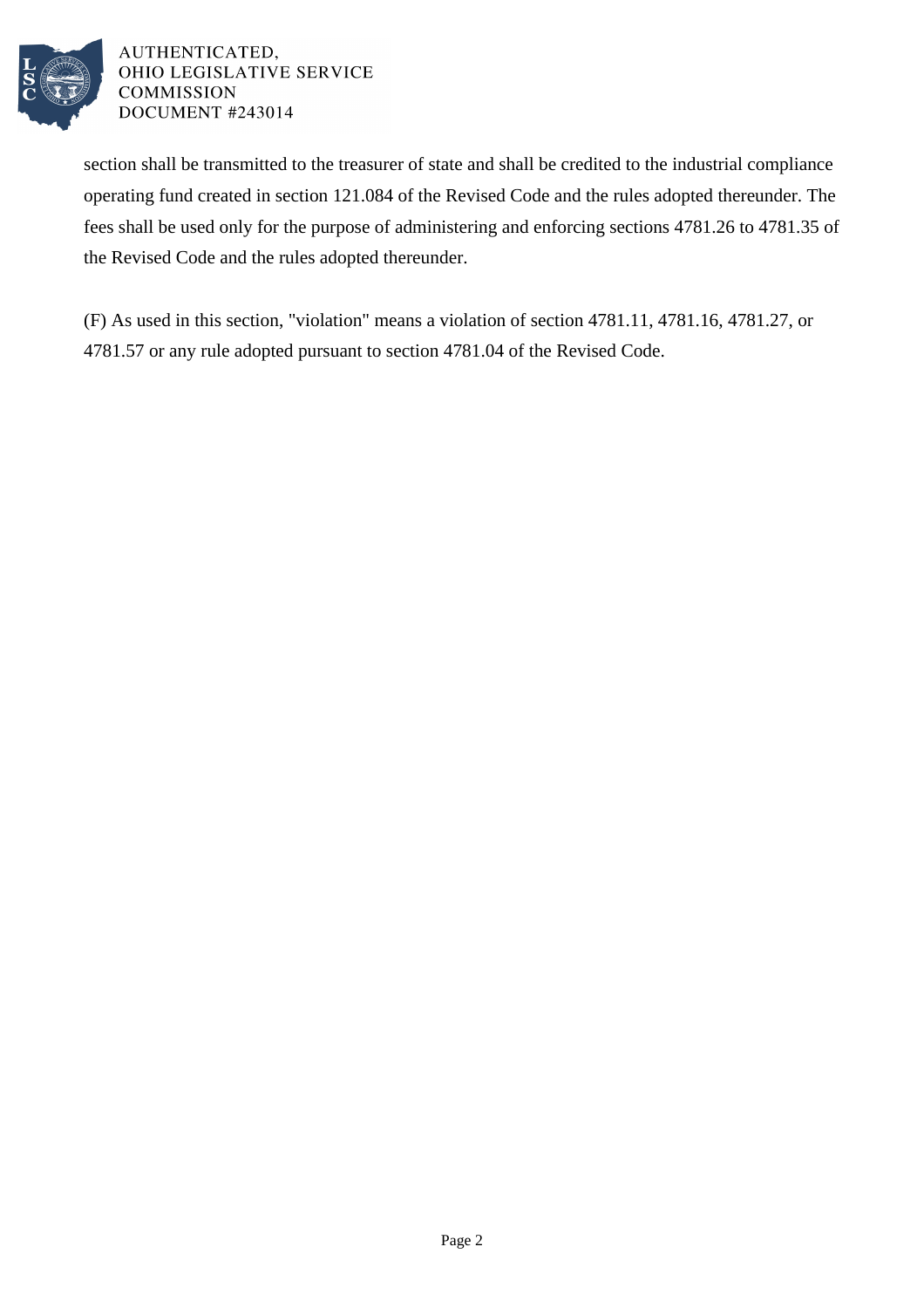section shall be transmitted to the treasurer of state and shall be credited to the industrial compliance operating fund created in section 121.084 of the Revised Code and the rules adopted thereunder. The fees shall be used only for the purpose of administering and enforcing sections 4781.26 to 4781.35 of the Revised Code and the rules adopted thereunder.

(F) As used in this section, "violation" means a violation of section 4781.11, 4781.16, 4781.27, or 4781.57 or any rule adopted pursuant to section 4781.04 of the Revised Code.